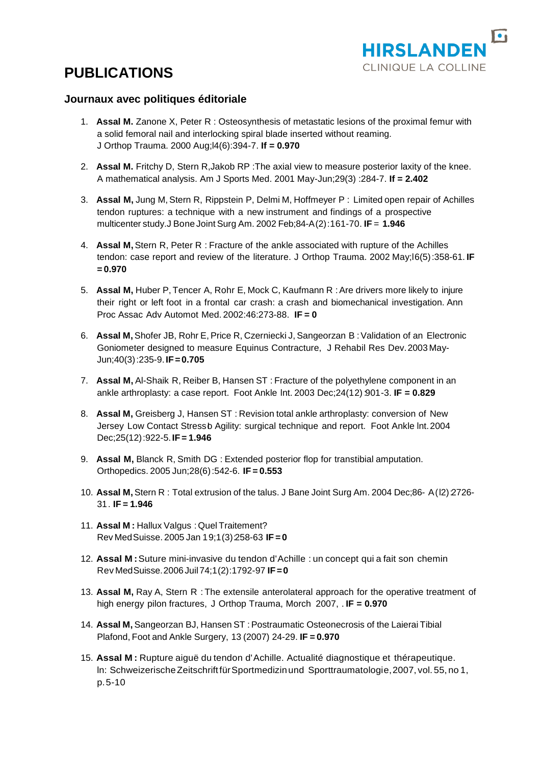HIRSLANDEN
CLINIQUE LA COLLINE

# PUBLICATIONS

## Journaux avec politiques éditoriale

1. **Assal M.** Zanone X, Peter R : Osteosynthesis of metastatic lesions of the proximal femur with a solid femoral nail and interlocking spiral blade inserted without reaming. J Orthop Trauma. 2000 Aug;l4(6):394-7. **If = 0.970**

2. **Assal M.** Fritchy D, Stern R,Jakob RP :The axial view to measure posterior laxity of the knee. A mathematical analysis. Am J Sports Med. 2001 May-Jun;29(3) :284-7. **If = 2.402**

3. **Assal M,** Jung M, Stern R, Rippstein P, Delmi M, Hoffmeyer P : Limited open repair of Achilles tendon ruptures: a technique with a new instrument and findings of a prospective multicenter study.J Bone Joint Surg Am. 2002 Feb;84-A(2):161-70. **IF = 1.946**

4. **Assal M,** Stern R, Peter R : Fracture of the ankle associated with rupture of the Achilles tendon: case report and review of the literature. J Orthop Trauma. 2002 May;l6(5):358-61. **IF = 0.970**

5. **Assal M,** Huber P, Tencer A, Rohr E, Mock C, Kaufmann R : Are drivers more likely to injure their right or left foot in a frontal car crash: a crash and biomechanical investigation. Ann Proc Assac Adv Automot Med. 2002:46:273-88. **IF = 0**

6. **Assal M,** Shofer JB, Rohr E, Price R, Czerniecki J, Sangeorzan B : Validation of an Electronic Goniometer designed to measure Equinus Contracture, J Rehabil Res Dev. 2003 May-Jun;40(3):235-9. **IF = 0.705**

7. **Assal M,** Al-Shaik R, Reiber B, Hansen ST : Fracture of the polyethylene component in an ankle arthroplasty: a case report. Foot Ankle lnt. 2003 Dec;24(12):901-3. **IF = 0.829**

8. **Assal M,** Greisberg J, Hansen ST : Revision total ankle arthroplasty: conversion of New Jersey Low Contact Stress b Agility: surgical technique and report. Foot Ankle lnt. 2004 Dec;25(12):922-5. **IF = 1.946**

9. **Assal M,** Blanck R, Smith DG : Extended posterior flop for transtibial amputation. Orthopedics. 2005 Jun;28(6):542-6. **IF = 0.553**

10. **Assal M,** Stern R : Total extrusion of the talus. J Bane Joint Surg Am. 2004 Dec;86- A(l2):2726-31. **IF = 1.946**

11. **Assal M :** Hallux Valgus : Quel Traitement? Rev Med Suisse. 2005 Jan 19;1(3):258-63 **IF = 0**

12. **Assal M :** Suture mini-invasive du tendon d'Achille : un concept qui a fait son chemin Rev Med Suisse. 2006 Juil 74;1(2):1792-97 **IF = 0**

13. **Assal M,** Ray A, Stern R : The extensile anterolateral approach for the operative treatment of high energy pilon fractures, J Orthop Trauma, Morch 2007, . **IF = 0.970**

14. **Assal M,** Sangeorzan BJ, Hansen ST : Postraumatic Osteonecrosis of the Laierai Tibial Plafond, Foot and Ankle Surgery, 13 (2007) 24-29. **IF = 0.970**

15. **Assal M :** Rupture aiguë du tendon d'Achille. Actualité diagnostique et thérapeutique. ln: Schweizerische Zeitschrift für Sportmedizin und Sporttraumatologie, 2007, vol. 55, no 1, p. 5-10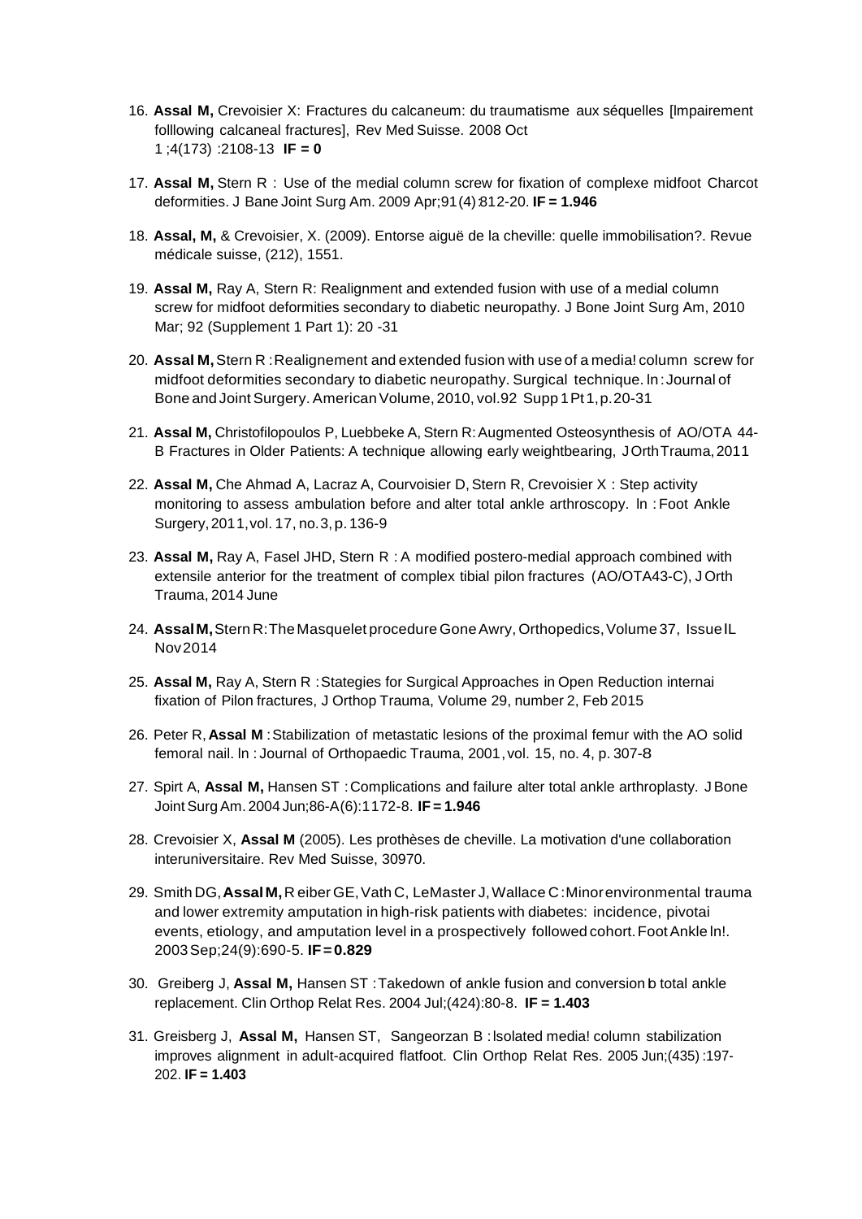16. **Assal M,** Crevoisier X: Fractures du calcaneum: du traumatisme aux séquelles [lmpairement folllowing calcaneal fractures], Rev Med Suisse. 2008 Oct 1 ;4(173) :2108-13 **IF = 0**

17. **Assal M,** Stern R : Use of the medial column screw for fixation of complexe midfoot Charcot deformities. J Bane Joint Surg Am. 2009 Apr;91(4):812-20. **IF = 1.946**

18. **Assal, M,** & Crevoisier, X. (2009). Entorse aiguë de la cheville: quelle immobilisation?. Revue médicale suisse, (212), 1551.

19. **Assal M,** Ray A, Stern R: Realignment and extended fusion with use of a medial column screw for midfoot deformities secondary to diabetic neuropathy. J Bone Joint Surg Am, 2010 Mar; 92 (Supplement 1 Part 1): 20 -31

20. **Assal M,** Stern R : Realignement and extended fusion with use of a media! column screw for midfoot deformities secondary to diabetic neuropathy. Surgical technique. In : Journal of Bone and Joint Surgery. American Volume, 2010, vol.92 Supp 1 Pt 1, p.20-31

21. **Assal M,** Christofilopoulos P, Luebbeke A, Stern R: Augmented Osteosynthesis of AO/OTA 44-B Fractures in Older Patients: A technique allowing early weightbearing, J Orth Trauma, 2011

22. **Assal M,** Che Ahmad A, Lacraz A, Courvoisier D, Stern R, Crevoisier X : Step activity monitoring to assess ambulation before and alter total ankle arthroscopy. In : Foot Ankle Surgery, 2011, vol. 17, no. 3, p. 136-9

23. **Assal M,** Ray A, Fasel JHD, Stern R : A modified postero-medial approach combined with extensile anterior for the treatment of complex tibial pilon fractures (AO/OTA43-C), J Orth Trauma, 2014 June

24. **Assal M,** Stern R: The Masquelet procedure Gone Awry, Orthopedics, Volume 37, Issue IL Nov 2014

25. **Assal M,** Ray A, Stern R : Stategies for Surgical Approaches in Open Reduction internai fixation of Pilon fractures, J Orthop Trauma, Volume 29, number 2, Feb 2015

26. Peter R, **Assal M** : Stabilization of metastatic lesions of the proximal femur with the AO solid femoral nail. In : Journal of Orthopaedic Trauma, 2001, vol. 15, no. 4, p. 307-8

27. Spirt A, **Assal M,** Hansen ST : Complications and failure alter total ankle arthroplasty. J Bone Joint Surg Am. 2004 Jun;86-A(6):1172-8. **IF = 1.946**

28. Crevoisier X, **Assal M** (2005). Les prothèses de cheville. La motivation d'une collaboration interuniversitaire. Rev Med Suisse, 30970.

29. Smith DG, **Assal M,** Reiber GE, Vath C, LeMaster J, Wallace C : Minor environmental trauma and lower extremity amputation in high-risk patients with diabetes: incidence, pivotai events, etiology, and amputation level in a prospectively followed cohort. Foot Ankle In!. 2003 Sep;24(9):690-5. **IF = 0.829**

30. Greiberg J, **Assal M,** Hansen ST : Takedown of ankle fusion and conversion b total ankle replacement. Clin Orthop Relat Res. 2004 Jul;(424):80-8. **IF = 1.403**

31. Greisberg J, **Assal M,** Hansen ST, Sangeorzan B : lsolated media! column stabilization improves alignment in adult-acquired flatfoot. Clin Orthop Relat Res. 2005 Jun;(435) :197-202. **IF = 1.403**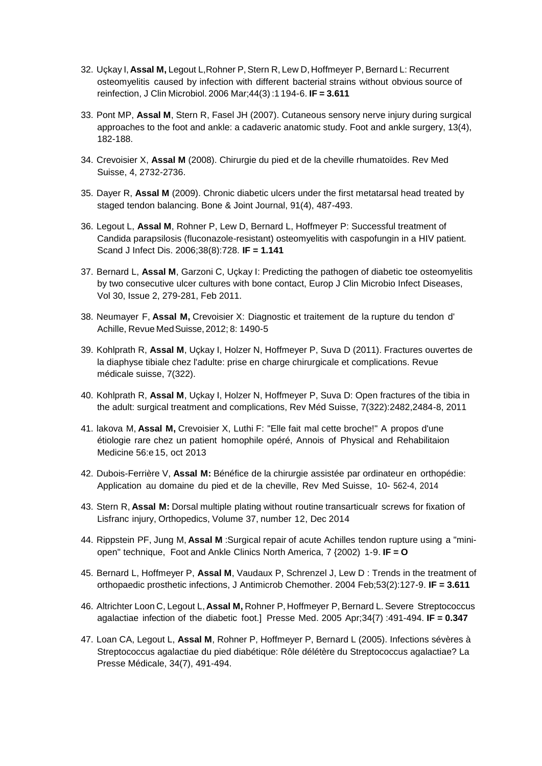32. Uçkay I, **Assal M,** Legout L, Rohner P, Stern R, Lew D, Hoffmeyer P, Bernard L: Recurrent osteomyelitis caused by infection with different bacterial strains without obvious source of reinfection, J Clin Microbiol. 2006 Mar;44(3) :1194-6. **IF = 3.611**

33. Pont MP, **Assal M**, Stern R, Fasel JH (2007). Cutaneous sensory nerve injury during surgical approaches to the foot and ankle: a cadaveric anatomic study. Foot and ankle surgery, 13(4), 182-188.

34. Crevoisier X, **Assal M** (2008). Chirurgie du pied et de la cheville rhumatoïdes. Rev Med Suisse, 4, 2732-2736.

35. Dayer R, **Assal M** (2009). Chronic diabetic ulcers under the first metatarsal head treated by staged tendon balancing. Bone & Joint Journal, 91(4), 487-493.

36. Legout L, **Assal M**, Rohner P, Lew D, Bernard L, Hoffmeyer P: Successful treatment of Candida parapsilosis (fluconazole-resistant) osteomyelitis with caspofungin in a HIV patient. Scand J Infect Dis. 2006;38(8):728. **IF = 1.141**

37. Bernard L, **Assal M**, Garzoni C, Uçkay I: Predicting the pathogen of diabetic toe osteomyelitis by two consecutive ulcer cultures with bone contact, Europ J Clin Microbio Infect Diseases, Vol 30, Issue 2, 279-281, Feb 2011.

38. Neumayer F, **Assal M,** Crevoisier X: Diagnostic et traitement de la rupture du tendon d' Achille, Revue Med Suisse, 2012; 8: 1490-5

39. Kohlprath R, **Assal M**, Uçkay I, Holzer N, Hoffmeyer P, Suva D (2011). Fractures ouvertes de la diaphyse tibiale chez l'adulte: prise en charge chirurgicale et complications. Revue médicale suisse, 7(322).

40. Kohlprath R, **Assal M**, Uçkay I, Holzer N, Hoffmeyer P, Suva D: Open fractures of the tibia in the adult: surgical treatment and complications, Rev Méd Suisse, 7(322):2482,2484-8, 2011

41. lakova M, **Assal M,** Crevoisier X, Luthi F: "Elle fait mal cette broche!" A propos d'une étiologie rare chez un patient homophile opéré, Annois of Physical and Rehabilitaion Medicine 56:e15, oct 2013

42. Dubois-Ferrière V, **Assal M:** Bénéfice de la chirurgie assistée par ordinateur en orthopédie: Application au domaine du pied et de la cheville, Rev Med Suisse, 10- 562-4, 2014

43. Stern R, **Assal M:** Dorsal multiple plating without routine transarticualr screws for fixation of Lisfranc injury, Orthopedics, Volume 37, number 12, Dec 2014

44. Rippstein PF, Jung M, **Assal M** :Surgical repair of acute Achilles tendon rupture using a "mini-open" technique, Foot and Ankle Clinics North America, 7 {2002) 1-9. **IF = O**

45. Bernard L, Hoffmeyer P, **Assal M**, Vaudaux P, Schrenzel J, Lew D : Trends in the treatment of orthopaedic prosthetic infections, J Antimicrob Chemother. 2004 Feb;53(2):127-9. **IF = 3.611**

46. Altrichter Loon C, Legout L, **Assal M,** Rohner P, Hoffmeyer P, Bernard L. Severe Streptococcus agalactiae infection of the diabetic foot.] Presse Med. 2005 Apr;34{7) :491-494. **IF = 0.347**

47. Loan CA, Legout L, **Assal M**, Rohner P, Hoffmeyer P, Bernard L (2005). Infections sévères à Streptococcus agalactiae du pied diabétique: Rôle délétère du Streptococcus agalactiae? La Presse Médicale, 34(7), 491-494.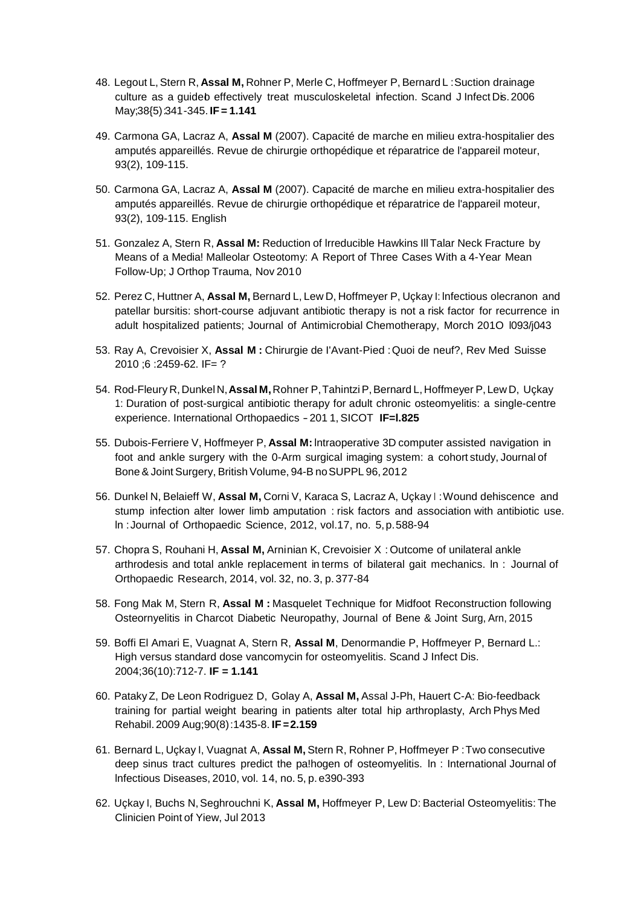48. Legout L, Stern R, **Assal M,** Rohner P, Merle C, Hoffmeyer P, Bernard L : Suction drainage culture as a guideb effectively treat musculoskeletal infection. Scand J Infect Dis. 2006 May;38{5):341-345. **IF = 1.141**

49. Carmona GA, Lacraz A, **Assal M** (2007). Capacité de marche en milieu extra-hospitalier des amputés appareillés. Revue de chirurgie orthopédique et réparatrice de l'appareil moteur, 93(2), 109-115.

50. Carmona GA, Lacraz A, **Assal M** (2007). Capacité de marche en milieu extra-hospitalier des amputés appareillés. Revue de chirurgie orthopédique et réparatrice de l'appareil moteur, 93(2), 109-115. English

51. Gonzalez A, Stern R, **Assal M:** Reduction of lrreducible Hawkins Ill Talar Neck Fracture by Means of a Media! Malleolar Osteotomy: A Report of Three Cases With a 4-Year Mean Follow-Up; J Orthop Trauma, Nov 2010

52. Perez C, Huttner A, **Assal M,** Bernard L, Lew D, Hoffmeyer P, Uçkay I: lnfectious olecranon and patellar bursitis: short-course adjuvant antibiotic therapy is not a risk factor for recurrence in adult hospitalized patients; Journal of Antimicrobial Chemotherapy, Morch 201O l093/j043

53. Ray A, Crevoisier X, **Assal M :** Chirurgie de I'Avant-Pied : Quoi de neuf?, Rev Med Suisse 2010 ;6 :2459-62. IF= ?

54. Rod-Fleury R, Dunkel N, **Assal M,** Rohner P, Tahintzi P, Bernard L, Hoffmeyer P, Lew D, Uçkay 1: Duration of post-surgical antibiotic therapy for adult chronic osteomyelitis: a single-centre experience. International Orthopaedics - 201 1, SICOT **IF=l.825**

55. Dubois-Ferriere V, Hoffmeyer P, **Assal M:** lntraoperative 3D computer assisted navigation in foot and ankle surgery with the 0-Arm surgical imaging system: a cohort study, Journal of Bone & Joint Surgery, British Volume, 94-B no SUPPL 96, 2012

56. Dunkel N, Belaieff W, **Assal M,** Corni V, Karaca S, Lacraz A, Uçkay I : Wound dehiscence and stump infection alter lower limb amputation : risk factors and association with antibiotic use. ln : Journal of Orthopaedic Science, 2012, vol.17, no. 5, p. 588-94

57. Chopra S, Rouhani H, **Assal M,** Arninian K, Crevoisier X : Outcome of unilateral ankle arthrodesis and total ankle replacement in terms of bilateral gait mechanics. ln : Journal of Orthopaedic Research, 2014, vol. 32, no. 3, p. 377-84

58. Fong Mak M, Stern R, **Assal M :** Masquelet Technique for Midfoot Reconstruction following Osteornyelitis in Charcot Diabetic Neuropathy, Journal of Bene & Joint Surg, Arn, 2015

59. Boffi El Amari E, Vuagnat A, Stern R, **Assal M**, Denormandie P, Hoffmeyer P, Bernard L.: High versus standard dose vancomycin for osteomyelitis. Scand J Infect Dis. 2004;36(10):712-7. **IF = 1.141**

60. Pataky Z, De Leon Rodriguez D, Golay A, **Assal M,** Assal J-Ph, Hauert C-A: Bio-feedback training for partial weight bearing in patients alter total hip arthroplasty, Arch Phys Med Rehabil. 2009 Aug;90(8):1435-8. **IF = 2.159**

61. Bernard L, Uçkay I, Vuagnat A, **Assal M,** Stern R, Rohner P, Hoffmeyer P : Two consecutive deep sinus tract cultures predict the pa!hogen of osteomyelitis. ln : International Journal of lnfectious Diseases, 2010, vol. 14, no. 5, p. e390-393

62. Uçkay I, Buchs N, Seghrouchni K, **Assal M,** Hoffmeyer P, Lew D: Bacterial Osteomyelitis: The Clinicien Point of Yiew, Jul 2013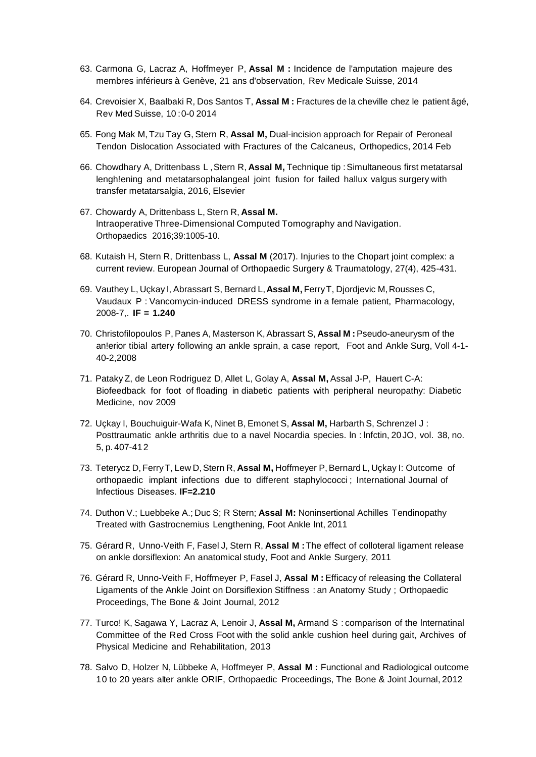63. Carmona G, Lacraz A, Hoffmeyer P, **Assal M :** Incidence de l'amputation majeure des membres inférieurs à Genève, 21 ans d'observation, Rev Medicale Suisse, 2014

64. Crevoisier X, Baalbaki R, Dos Santos T, **Assal M :** Fractures de la cheville chez le patient âgé, Rev Med Suisse, 10 :0-0 2014

65. Fong Mak M, Tzu Tay G, Stern R, **Assal M,** Dual-incision approach for Repair of Peroneal Tendon Dislocation Associated with Fractures of the Calcaneus, Orthopedics, 2014 Feb

66. Chowdhary A, Drittenbass L , Stern R, **Assal M,** Technique tip : Simultaneous first metatarsal lengh!ening and metatarsophalangeal joint fusion for failed hallux valgus surgery with transfer metatarsalgia, 2016, Elsevier

67. Chowardy A, Drittenbass L, Stern R, **Assal M.** lntraoperative Three-Dimensional Computed Tomography and Navigation. Orthopaedics 2016;39:1005-10.

68. Kutaish H, Stern R, Drittenbass L, **Assal M** (2017). Injuries to the Chopart joint complex: a current review. European Journal of Orthopaedic Surgery & Traumatology, 27(4), 425-431.

69. Vauthey L, Uçkay I, Abrassart S, Bernard L, **Assal M,** Ferry T, Djordjevic M, Rousses C, Vaudaux P : Vancomycin-induced DRESS syndrome in a female patient, Pharmacology, 2008-7,. **IF = 1.240**

70. Christofilopoulos P, Panes A, Masterson K, Abrassart S, **Assal M :** Pseudo-aneurysm of the an!erior tibial artery following an ankle sprain, a case report, Foot and Ankle Surg, Voll 4-1-40-2,2008

71. Pataky Z, de Leon Rodriguez D, Allet L, Golay A, **Assal M,** Assal J-P, Hauert C-A: Biofeedback for foot of floading in diabetic patients with peripheral neuropathy: Diabetic Medicine, nov 2009

72. Uçkay I, Bouchuiguir-Wafa K, Ninet B, Emonet S, **Assal M,** Harbarth S, Schrenzel J : Posttraumatic ankle arthritis due to a navel Nocardia species. ln : lnfctin, 20JO, vol. 38, no. 5, p. 407-412

73. Teterycz D, Ferry T, Lew D, Stern R, **Assal M,** Hoffmeyer P, Bernard L, Uçkay I: Outcome of orthopaedic implant infections due to different staphylococci ; International Journal of lnfectious Diseases. **IF=2.210**

74. Duthon V.; Luebbeke A.; Duc S; R Stern; **Assal M:** Noninsertional Achilles Tendinopathy Treated with Gastrocnemius Lengthening, Foot Ankle lnt, 2011

75. Gérard R, Unno-Veith F, Fasel J, Stern R, **Assal M :** The effect of colloteral ligament release on ankle dorsiflexion: An anatomical study, Foot and Ankle Surgery, 2011

76. Gérard R, Unno-Veith F, Hoffmeyer P, Fasel J, **Assal M :** Efficacy of releasing the Collateral Ligaments of the Ankle Joint on Dorsiflexion Stiffness : an Anatomy Study ; Orthopaedic Proceedings, The Bone & Joint Journal, 2012

77. Turco! K, Sagawa Y, Lacraz A, Lenoir J, **Assal M,** Armand S : comparison of the lnternatinal Committee of the Red Cross Foot with the solid ankle cushion heel during gait, Archives of Physical Medicine and Rehabilitation, 2013

78. Salvo D, Holzer N, Lübbeke A, Hoffmeyer P, **Assal M :** Functional and Radiological outcome 10 to 20 years alter ankle ORIF, Orthopaedic Proceedings, The Bone & Joint Journal, 2012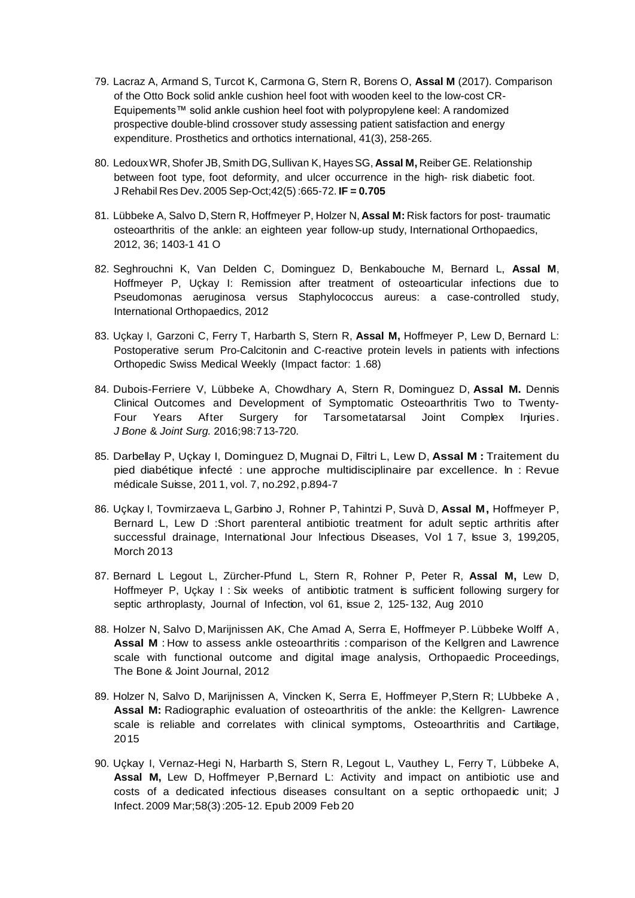79. Lacraz A, Armand S, Turcot K, Carmona G, Stern R, Borens O, **Assal M** (2017). Comparison of the Otto Bock solid ankle cushion heel foot with wooden keel to the low-cost CR-Equipements™ solid ankle cushion heel foot with polypropylene keel: A randomized prospective double-blind crossover study assessing patient satisfaction and energy expenditure. Prosthetics and orthotics international, 41(3), 258-265.

80. Ledoux WR, Shofer JB, Smith DG, Sullivan K, Hayes SG, **Assal M,** Reiber GE. Relationship between foot type, foot deformity, and ulcer occurrence in the high- risk diabetic foot. J Rehabil Res Dev. 2005 Sep-Oct;42(5):665-72. **IF = 0.705**

81. Lübbeke A, Salvo D, Stern R, Hoffmeyer P, Holzer N, **Assal M:** Risk factors for post- traumatic osteoarthritis of the ankle: an eighteen year follow-up study, International Orthopaedics, 2012, 36; 1403-1 41 O

82. Seghrouchni K, Van Delden C, Dominguez D, Benkabouche M, Bernard L, **Assal M**, Hoffmeyer P, Uçkay I: Remission after treatment of osteoarticular infections due to Pseudomonas aeruginosa versus Staphylococcus aureus: a case-controlled study, International Orthopaedics, 2012

83. Uçkay I, Garzoni C, Ferry T, Harbarth S, Stern R, **Assal M,** Hoffmeyer P, Lew D, Bernard L: Postoperative serum Pro-Calcitonin and C-reactive protein levels in patients with infections Orthopedic Swiss Medical Weekly (Impact factor: 1 .68)

84. Dubois-Ferriere V, Lübbeke A, Chowdhary A, Stern R, Dominguez D, **Assal M.** Dennis Clinical Outcomes and Development of Symptomatic Osteoarthritis Two to Twenty-Four Years After Surgery for Tarsometatarsal Joint Complex Injuries. *J Bone & Joint Surg.* 2016;98:713-720.

85. Darbellay P, Uçkay I, Dominguez D, Mugnai D, Filtri L, Lew D, **Assal M :** Traitement du pied diabétique infecté : une approche multidisciplinaire par excellence. In : Revue médicale Suisse, 2011, vol. 7, no.292, p.894-7

86. Uçkay I, Tovmirzaeva L, Garbino J, Rohner P, Tahintzi P, Suvà D, **Assal M,** Hoffmeyer P, Bernard L, Lew D :Short parenteral antibiotic treatment for adult septic arthritis after successful drainage, International Jour Infectious Diseases, Vol 1 7, Issue 3, 199,205, Morch 2013

87. Bernard L Legout L, Zürcher-Pfund L, Stern R, Rohner P, Peter R, **Assal M,** Lew D, Hoffmeyer P, Uçkay I : Six weeks of antibiotic tratment is sufficient following surgery for septic arthroplasty, Journal of Infection, vol 61, issue 2, 125-132, Aug 2010

88. Holzer N, Salvo D, Marijnissen AK, Che Amad A, Serra E, Hoffmeyer P. Lübbeke Wolff A, **Assal M** : How to assess ankle osteoarthritis : comparison of the Kellgren and Lawrence scale with functional outcome and digital image analysis, Orthopaedic Proceedings, The Bone & Joint Journal, 2012

89. Holzer N, Salvo D, Marijnissen A, Vincken K, Serra E, Hoffmeyer P,Stern R; LUbbeke A, **Assal M:** Radiographic evaluation of osteoarthritis of the ankle: the Kellgren- Lawrence scale is reliable and correlates with clinical symptoms, Osteoarthritis and Cartilage, 2015

90. Uçkay I, Vernaz-Hegi N, Harbarth S, Stern R, Legout L, Vauthey L, Ferry T, Lübbeke A, **Assal M,** Lew D, Hoffmeyer P,Bernard L: Activity and impact on antibiotic use and costs of a dedicated infectious diseases consultant on a septic orthopaedic unit; J Infect. 2009 Mar;58(3):205-12. Epub 2009 Feb 20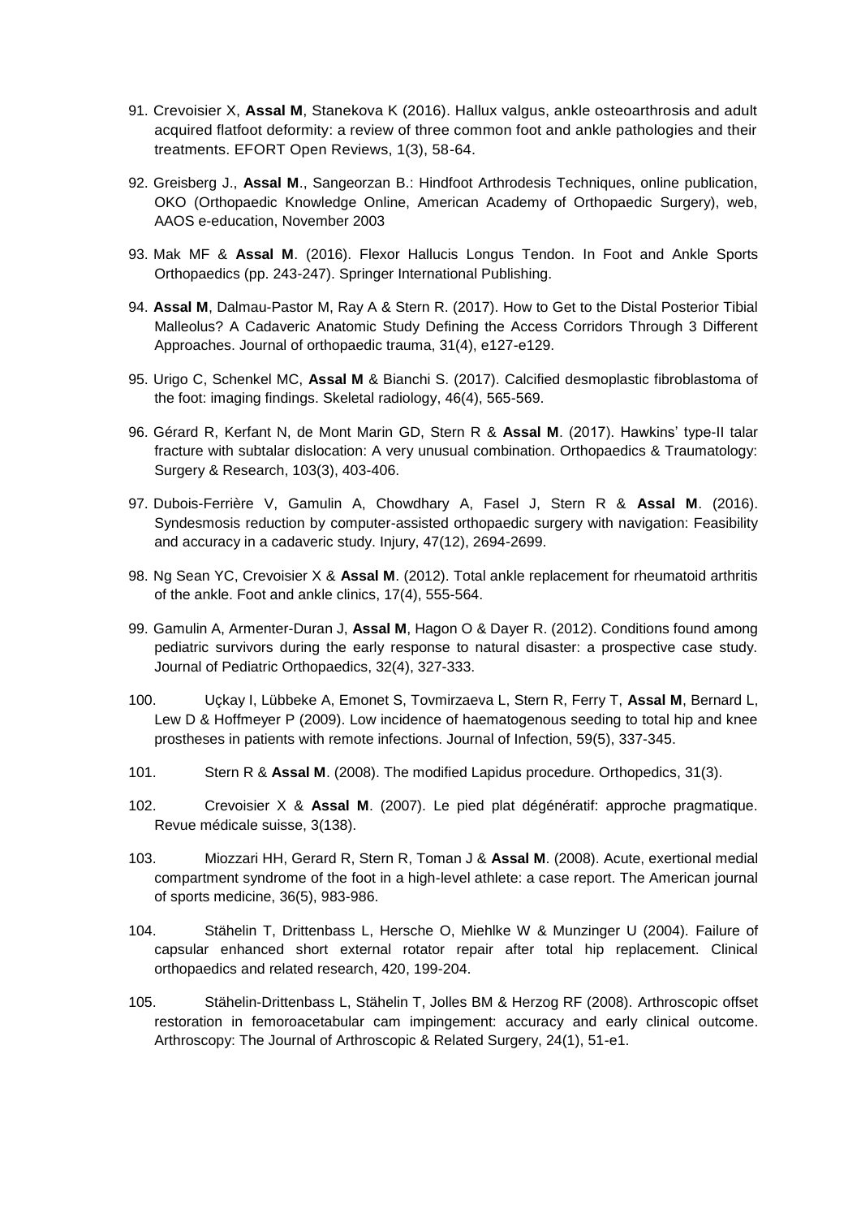91. Crevoisier X, **Assal M**, Stanekova K (2016). Hallux valgus, ankle osteoarthrosis and adult acquired flatfoot deformity: a review of three common foot and ankle pathologies and their treatments. EFORT Open Reviews, 1(3), 58-64.

92. Greisberg J., **Assal M**., Sangeorzan B.: Hindfoot Arthrodesis Techniques, online publication, OKO (Orthopaedic Knowledge Online, American Academy of Orthopaedic Surgery), web, AAOS e-education, November 2003

93. Mak MF & **Assal M**. (2016). Flexor Hallucis Longus Tendon. In Foot and Ankle Sports Orthopaedics (pp. 243-247). Springer International Publishing.

94. **Assal M**, Dalmau-Pastor M, Ray A & Stern R. (2017). How to Get to the Distal Posterior Tibial Malleolus? A Cadaveric Anatomic Study Defining the Access Corridors Through 3 Different Approaches. Journal of orthopaedic trauma, 31(4), e127-e129.

95. Urigo C, Schenkel MC, **Assal M** & Bianchi S. (2017). Calcified desmoplastic fibroblastoma of the foot: imaging findings. Skeletal radiology, 46(4), 565-569.

96. Gérard R, Kerfant N, de Mont Marin GD, Stern R & **Assal M**. (2017). Hawkins' type-II talar fracture with subtalar dislocation: A very unusual combination. Orthopaedics & Traumatology: Surgery & Research, 103(3), 403-406.

97. Dubois-Ferrière V, Gamulin A, Chowdhary A, Fasel J, Stern R & **Assal M**. (2016). Syndesmosis reduction by computer-assisted orthopaedic surgery with navigation: Feasibility and accuracy in a cadaveric study. Injury, 47(12), 2694-2699.

98. Ng Sean YC, Crevoisier X & **Assal M**. (2012). Total ankle replacement for rheumatoid arthritis of the ankle. Foot and ankle clinics, 17(4), 555-564.

99. Gamulin A, Armenter-Duran J, **Assal M**, Hagon O & Dayer R. (2012). Conditions found among pediatric survivors during the early response to natural disaster: a prospective case study. Journal of Pediatric Orthopaedics, 32(4), 327-333.

100. Uçkay I, Lübbeke A, Emonet S, Tovmirzaeva L, Stern R, Ferry T, **Assal M**, Bernard L, Lew D & Hoffmeyer P (2009). Low incidence of haematogenous seeding to total hip and knee prostheses in patients with remote infections. Journal of Infection, 59(5), 337-345.

101. Stern R & **Assal M**. (2008). The modified Lapidus procedure. Orthopedics, 31(3).

102. Crevoisier X & **Assal M**. (2007). Le pied plat dégénératif: approche pragmatique. Revue médicale suisse, 3(138).

103. Miozzari HH, Gerard R, Stern R, Toman J & **Assal M**. (2008). Acute, exertional medial compartment syndrome of the foot in a high-level athlete: a case report. The American journal of sports medicine, 36(5), 983-986.

104. Stähelin T, Drittenbass L, Hersche O, Miehlke W & Munzinger U (2004). Failure of capsular enhanced short external rotator repair after total hip replacement. Clinical orthopaedics and related research, 420, 199-204.

105. Stähelin-Drittenbass L, Stähelin T, Jolles BM & Herzog RF (2008). Arthroscopic offset restoration in femoroacetabular cam impingement: accuracy and early clinical outcome. Arthroscopy: The Journal of Arthroscopic & Related Surgery, 24(1), 51-e1.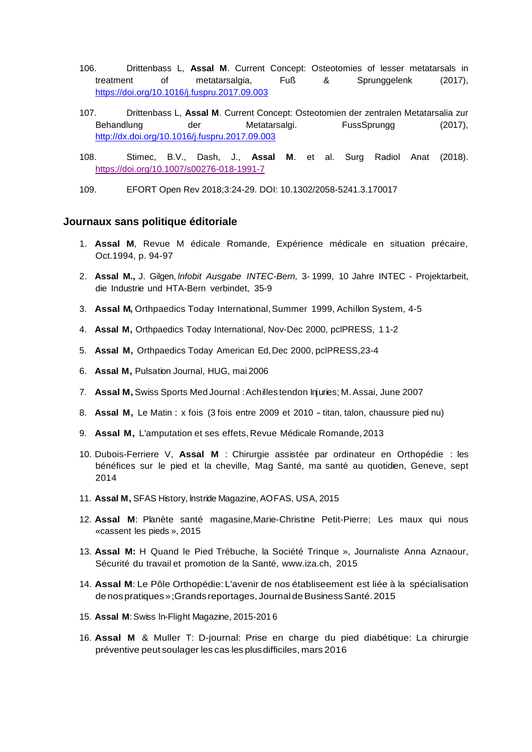106. Drittenbass L, **Assal M**. Current Concept: Osteotomies of lesser metatarsals in treatment of metatarsalgia, Fuß & Sprunggelenk (2017), https://doi.org/10.1016/j.fuspru.2017.09.003

107. Drittenbass L, **Assal M**. Current Concept: Osteotomien der zentralen Metatarsalia zur Behandlung der Metatarsalgi. FussSprungg (2017), http://dx.doi.org/10.1016/j.fuspru.2017.09.003

108. Stimec, B.V., Dash, J., **Assal M**. et al. Surg Radiol Anat (2018). https://doi.org/10.1007/s00276-018-1991-7

109. EFORT Open Rev 2018;3:24-29. DOI: 10.1302/2058-5241.3.170017

### Journaux sans politique éditoriale

1. **Assal M**, Revue M édicale Romande, Expérience médicale en situation précaire, Oct.1994, p. 94-97
2. **Assal M.,** J. Gilgen, *Infobit Ausgabe INTEC-Bern,* 3- 1999, 10 Jahre INTEC - Projektarbeit, die Industrie und HTA-Bern verbindet, 35-9
3. **Assal M,** Orthpaedics Today International, Summer 1999, Achillon System, 4-5
4. **Assal M,** Orthpaedics Today International, Nov-Dec 2000, pclPRESS, 1 1-2
5. **Assal M,** Orthpaedics Today American Ed, Dec 2000, pclPRESS,23-4
6. **Assal M,** Pulsation Journal, HUG, mai 2006
7. **Assal M,** Swiss Sports Med Journal : Achilles tendon Injuries; M. Assai, June 2007
8. **Assal M,** Le Matin : x fois (3 fois entre 2009 et 2010 – titan, talon, chaussure pied nu)
9. **Assal M,** L'amputation et ses effets, Revue Médicale Romande, 2013
10. Dubois-Ferriere V, **Assal M** : Chirurgie assistée par ordinateur en Orthopédie : les bénéfices sur le pied et la cheville, Mag Santé, ma santé au quotidien, Geneve, sept 2014
11. **Assal M,** SFAS History, Instride Magazine, AOFAS, USA, 2015
12. **Assal M**: Planète santé magasine, Marie-Christine Petit-Pierre; Les maux qui nous «cassent les pieds », 2015
13. **Assal M:** H Quand le Pied Trébuche, la Société Trinque », Journaliste Anna Aznaour, Sécurité du travail et promotion de la Santé, www.iza.ch, 2015
14. **Assal M**: Le Pôle Orthopédie: L'avenir de nos établiseement est liée à la spécialisation de nos pratiques » ; Grands reportages, Journal de Business Santé. 2015
15. **Assal M**: Swiss In-Flight Magazine, 2015-201 6
16. **Assal M** & Muller T: D-journal: Prise en charge du pied diabétique: La chirurgie préventive peut soulager les cas les plus difficiles, mars 2016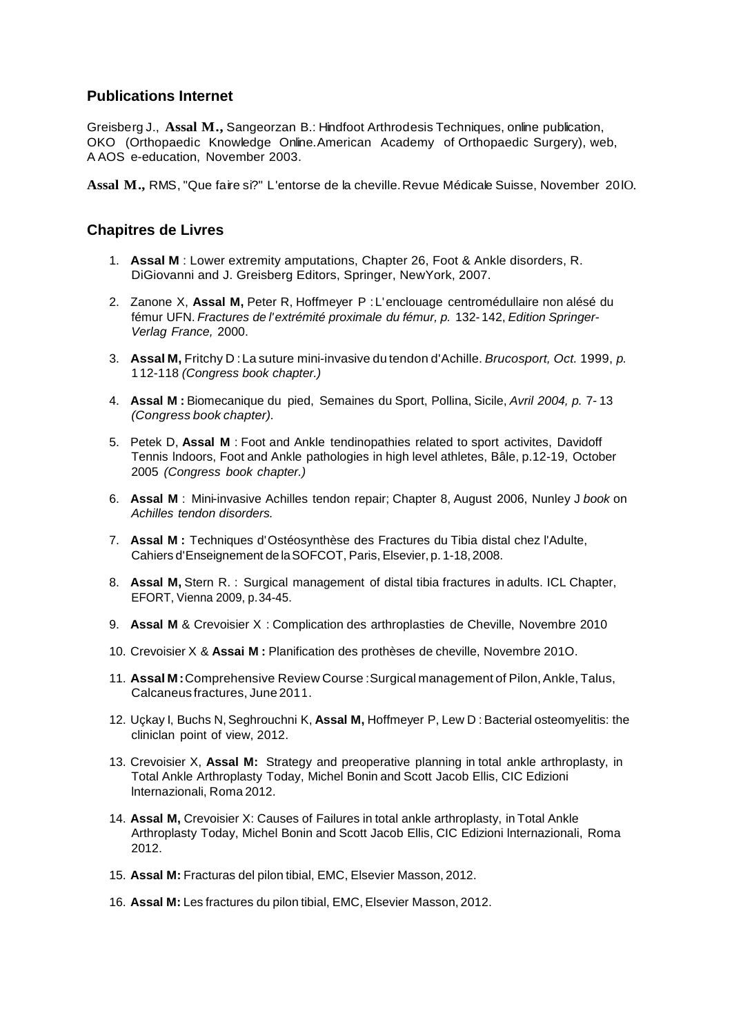## Publications Internet

Greisberg J., **Assal M.,** Sangeorzan B.: Hindfoot Arthrodesis Techniques, online publication, OKO (Orthopaedic Knowledge Online.American Academy of Orthopaedic Surgery), web, A AOS e-education, November 2003.

**Assal M.,** RMS, "Que faire si?" L'entorse de la cheville. Revue Médicale Suisse, November 20lO.

## Chapitres de Livres

1. **Assal M** : Lower extremity amputations, Chapter 26, Foot & Ankle disorders, R. DiGiovanni and J. Greisberg Editors, Springer, NewYork, 2007.
2. Zanone X, **Assal M,** Peter R, Hoffmeyer P : L'enclouage centromédullaire non alésé du fémur UFN. *Fractures de l'extrémité proximale du fémur, p.* 132-142, *Edition Springer-Verlag France,* 2000.
3. **Assal M,** Fritchy D : La suture mini-invasive du tendon d'Achille. *Brucosport, Oct.* 1999, *p.* 112-118 *(Congress book chapter.)*
4. **Assal M :** Biomecanique du pied, Semaines du Sport, Pollina, Sicile, *Avril 2004, p.* 7-13 *(Congress book chapter).*
5. Petek D, **Assal M** : Foot and Ankle tendinopathies related to sport activites, Davidoff Tennis lndoors, Foot and Ankle pathologies in high level athletes, Bâle, p.12-19, October 2005 *(Congress book chapter.)*
6. **Assal M** : Mini-invasive Achilles tendon repair; Chapter 8, August 2006, Nunley J *book* on *Achilles tendon disorders.*
7. **Assal M :** Techniques d'Ostéosynthèse des Fractures du Tibia distal chez l'Adulte, Cahiers d'Enseignement de la SOFCOT, Paris, Elsevier, p. 1-18, 2008.
8. **Assal M,** Stern R. : Surgical management of distal tibia fractures in adults. ICL Chapter, EFORT, Vienna 2009, p.34-45.
9. **Assal M** & Crevoisier X : Complication des arthroplasties de Cheville, Novembre 2010
10. Crevoisier X & **Assai M :** Planification des prothèses de cheville, Novembre 201O.
11. **Assal M :** Comprehensive Review Course : Surgical management of Pilon, Ankle, Talus, Calcaneus fractures, June 2011.
12. Uçkay I, Buchs N, Seghrouchni K, **Assal M,** Hoffmeyer P, Lew D : Bacterial osteomyelitis: the cliniclan point of view, 2012.
13. Crevoisier X, **Assal M:** Strategy and preoperative planning in total ankle arthroplasty, in Total Ankle Arthroplasty Today, Michel Bonin and Scott Jacob Ellis, CIC Edizioni lnternazionali, Roma 2012.
14. **Assal M,** Crevoisier X: Causes of Failures in total ankle arthroplasty, in Total Ankle Arthroplasty Today, Michel Bonin and Scott Jacob Ellis, CIC Edizioni lnternazionali, Roma 2012.
15. **Assal M:** Fracturas del pilon tibial, EMC, Elsevier Masson, 2012.
16. **Assal M:** Les fractures du pilon tibial, EMC, Elsevier Masson, 2012.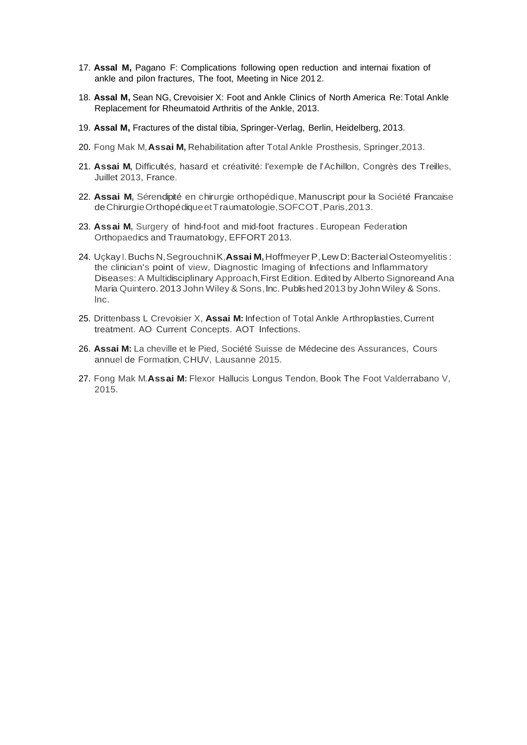17. **Assal M,** Pagano F: Complications following open reduction and internai fixation of ankle and pilon fractures, The foot, Meeting in Nice 2012.

18. **Assal M,** Sean NG, Crevoisier X: Foot and Ankle Clinics of North America Re: Total Ankle Replacement for Rheumatoid Arthritis of the Ankle, 2013.

19. **Assal M,** Fractures of the distal tibia, Springer-Verlag, Berlin, Heidelberg, 2013.

20. Fong Mak M, **Assai M,** Rehabilitation after Total Ankle Prosthesis, Springer, 2013.

21. **Assai M,** Difficultés, hasard et créativité: l'exemple de l'Achillon, Congrès des Treilles, Juillet 2013, France.

22. **Assai M,** Sérendipité en chirurgie orthopédique, Manuscript pour la Société Francaise de Chirurgie Orthopédique et Traumatologie, SOFCOT, Paris, 2013.

23. **Assai M,** Surgery of hind-foot and mid-foot fractures. European Federation Orthopaedics and Traumatology, EFFORT 2013.

24. Uçkay I. Buchs N, Segrouchni K, **Assai M,** Hoffmeyer P, Lew D: Bacterial Osteomyelitis: the clinician's point of view, Diagnostic Imaging of Infections and Inflammatory Diseases: A Multidisciplinary Approach, First Edition. Edited by Alberto Signoreand Ana Maria Quintero. 2013 John Wiley & Sons, Inc. Published 2013 by John Wiley & Sons. Inc.

25. Drittenbass L Crevoisier X, **Assai M:** Infection of Total Ankle Arthroplasties, Current treatment. AO Current Concepts. AOT Infections.

26. **Assai M:** La cheville et le Pied, Société Suisse de Médecine des Assurances, Cours annuel de Formation, CHUV, Lausanne 2015.

27. Fong Mak M. **Assai M:** Flexor Hallucis Longus Tendon, Book The Foot Valderrabano V, 2015.